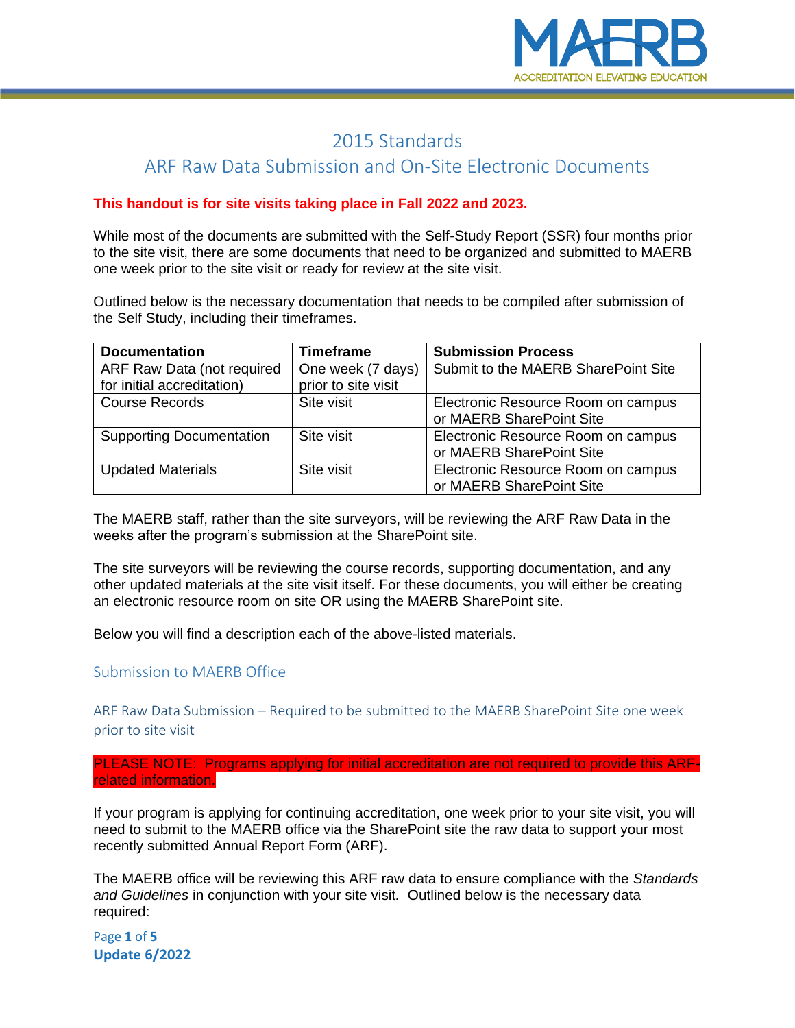# 2015 Standards

# ARF Raw Data Submission and On-Site Electronic Documents

**This handout is for site visits taking place in Fall 2022 and 2023.**

While most of the documents are submitted with the Self-Study Report (SSR) four months prior to the site visit, there are some documents that need to be organized and submitted to MAERB one week prior to the site visit or ready for review at the site visit.

Outlined below is the necessary documentation that needs to be compiled after submission of the Self Study, including their timeframes.

| Documentation | Timeframe | Submission Process |
|---|---|---|
| ARF Raw Data (not required for initial accreditation) | One week (7 days) prior to site visit | Submit to the MAERB SharePoint Site |
| Course Records | Site visit | Electronic Resource Room on campus or MAERB SharePoint Site |
| Supporting Documentation | Site visit | Electronic Resource Room on campus or MAERB SharePoint Site |
| Updated Materials | Site visit | Electronic Resource Room on campus or MAERB SharePoint Site |

The MAERB staff, rather than the site surveyors, will be reviewing the ARF Raw Data in the weeks after the program's submission at the SharePoint site.

The site surveyors will be reviewing the course records, supporting documentation, and any other updated materials at the site visit itself. For these documents, you will either be creating an electronic resource room on site OR using the MAERB SharePoint site.

Below you will find a description each of the above-listed materials.

## Submission to MAERB Office

### ARF Raw Data Submission – Required to be submitted to the MAERB SharePoint Site one week prior to site visit

PLEASE NOTE: Programs applying for initial accreditation are not required to provide this ARF-related information.

If your program is applying for continuing accreditation, one week prior to your site visit, you will need to submit to the MAERB office via the SharePoint site the raw data to support your most recently submitted Annual Report Form (ARF).

The MAERB office will be reviewing this ARF raw data to ensure compliance with the *Standards and Guidelines* in conjunction with your site visit. Outlined below is the necessary data required:

Update 6/2022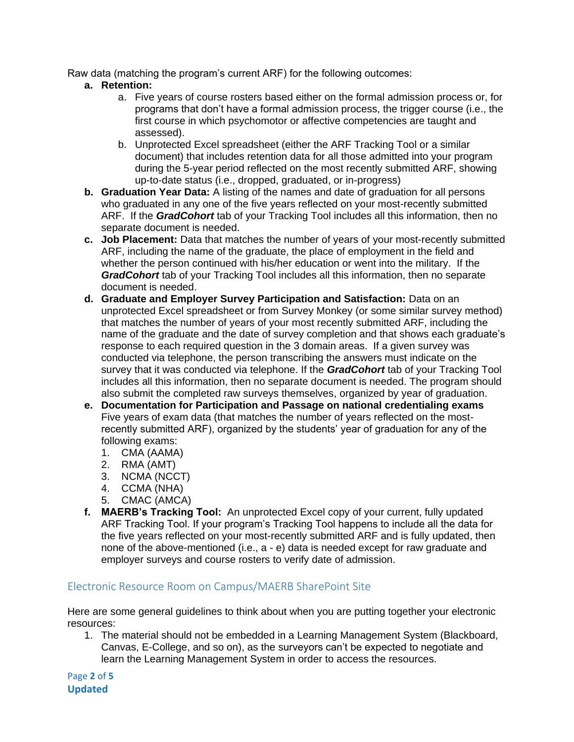Raw data (matching the program's current ARF) for the following outcomes:

a. **Retention:**
   a. Five years of course rosters based either on the formal admission process or, for programs that don't have a formal admission process, the trigger course (i.e., the first course in which psychomotor or affective competencies are taught and assessed).
   b. Unprotected Excel spreadsheet (either the ARF Tracking Tool or a similar document) that includes retention data for all those admitted into your program during the 5-year period reflected on the most recently submitted ARF, showing up-to-date status (i.e., dropped, graduated, or in-progress)

b. **Graduation Year Data:** A listing of the names and date of graduation for all persons who graduated in any one of the five years reflected on your most-recently submitted ARF. If the ***GradCohort*** tab of your Tracking Tool includes all this information, then no separate document is needed.

c. **Job Placement:** Data that matches the number of years of your most-recently submitted ARF, including the name of the graduate, the place of employment in the field and whether the person continued with his/her education or went into the military. If the ***GradCohort*** tab of your Tracking Tool includes all this information, then no separate document is needed.

d. **Graduate and Employer Survey Participation and Satisfaction:** Data on an unprotected Excel spreadsheet or from Survey Monkey (or some similar survey method) that matches the number of years of your most recently submitted ARF, including the name of the graduate and the date of survey completion and that shows each graduate's response to each required question in the 3 domain areas. If a given survey was conducted via telephone, the person transcribing the answers must indicate on the survey that it was conducted via telephone. If the ***GradCohort*** tab of your Tracking Tool includes all this information, then no separate document is needed. The program should also submit the completed raw surveys themselves, organized by year of graduation.

e. **Documentation for Participation and Passage on national credentialing exams** Five years of exam data (that matches the number of years reflected on the most-recently submitted ARF), organized by the students' year of graduation for any of the following exams:
   1. CMA (AAMA)
   2. RMA (AMT)
   3. NCMA (NCCT)
   4. CCMA (NHA)
   5. CMAC (AMCA)

f. **MAERB's Tracking Tool:** An unprotected Excel copy of your current, fully updated ARF Tracking Tool. If your program's Tracking Tool happens to include all the data for the five years reflected on your most-recently submitted ARF and is fully updated, then none of the above-mentioned (i.e., a - e) data is needed except for raw graduate and employer surveys and course rosters to verify date of admission.

## Electronic Resource Room on Campus/MAERB SharePoint Site

Here are some general guidelines to think about when you are putting together your electronic resources:

1. The material should not be embedded in a Learning Management System (Blackboard, Canvas, E-College, and so on), as the surveyors can't be expected to negotiate and learn the Learning Management System in order to access the resources.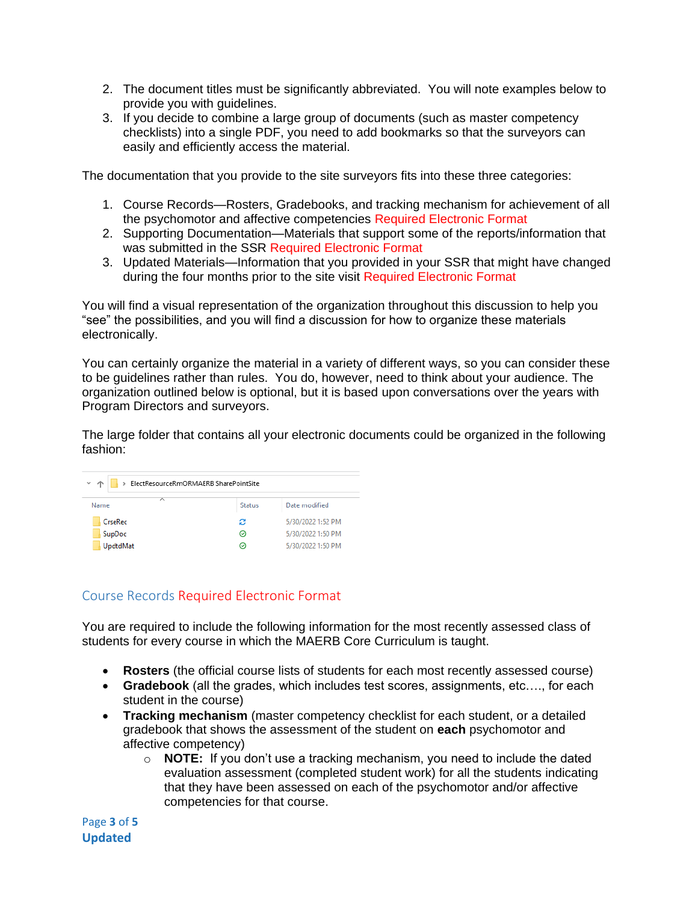2. The document titles must be significantly abbreviated. You will note examples below to provide you with guidelines.
3. If you decide to combine a large group of documents (such as master competency checklists) into a single PDF, you need to add bookmarks so that the surveyors can easily and efficiently access the material.

The documentation that you provide to the site surveyors fits into these three categories:

1. Course Records—Rosters, Gradebooks, and tracking mechanism for achievement of all the psychomotor and affective competencies Required Electronic Format
2. Supporting Documentation—Materials that support some of the reports/information that was submitted in the SSR Required Electronic Format
3. Updated Materials—Information that you provided in your SSR that might have changed during the four months prior to the site visit Required Electronic Format

You will find a visual representation of the organization throughout this discussion to help you "see" the possibilities, and you will find a discussion for how to organize these materials electronically.

You can certainly organize the material in a variety of different ways, so you can consider these to be guidelines rather than rules. You do, however, need to think about your audience. The organization outlined below is optional, but it is based upon conversations over the years with Program Directors and surveyors.

The large folder that contains all your electronic documents could be organized in the following fashion:

ElectResourceRmORMAERB SharePointSite

| Name | Status | Date modified |
|---|---|---|
| CrseRec | | 5/30/2022 1:52 PM |
| SupDoc | | 5/30/2022 1:50 PM |
| UpdtdMat | | 5/30/2022 1:50 PM |

## Course Records Required Electronic Format

You are required to include the following information for the most recently assessed class of students for every course in which the MAERB Core Curriculum is taught.

- **Rosters** (the official course lists of students for each most recently assessed course)
- **Gradebook** (all the grades, which includes test scores, assignments, etc…., for each student in the course)
- **Tracking mechanism** (master competency checklist for each student, or a detailed gradebook that shows the assessment of the student on **each** psychomotor and affective competency)
  - **NOTE:** If you don't use a tracking mechanism, you need to include the dated evaluation assessment (completed student work) for all the students indicating that they have been assessed on each of the psychomotor and/or affective competencies for that course.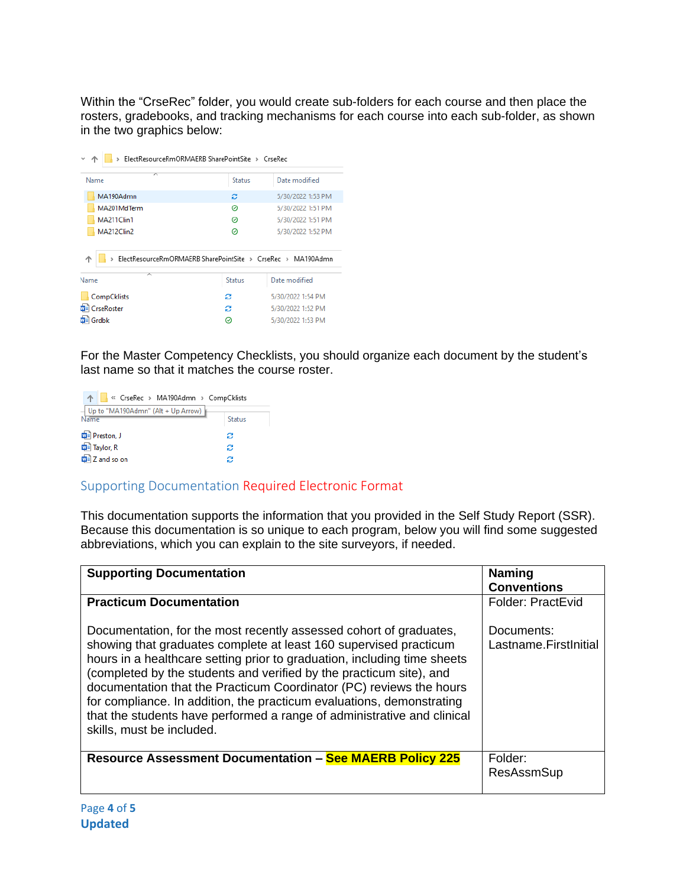Within the “CrseRec” folder, you would create sub-folders for each course and then place the rosters, gradebooks, and tracking mechanisms for each course into each sub-folder, as shown in the two graphics below:

For the Master Competency Checklists, you should organize each document by the student’s last name so that it matches the course roster.

## Supporting Documentation Required Electronic Format

This documentation supports the information that you provided in the Self Study Report (SSR). Because this documentation is so unique to each program, below you will find some suggested abbreviations, which you can explain to the site surveyors, if needed.

| Supporting Documentation | Naming Conventions |
| --- | --- |
| **Practicum Documentation**<br><br>Documentation, for the most recently assessed cohort of graduates, showing that graduates complete at least 160 supervised practicum hours in a healthcare setting prior to graduation, including time sheets (completed by the students and verified by the practicum site), and documentation that the Practicum Coordinator (PC) reviews the hours for compliance. In addition, the practicum evaluations, demonstrating that the students have performed a range of administrative and clinical skills, must be included. | Folder: PractEvid<br><br>Documents: Lastname.FirstInitial |
| **Resource Assessment Documentation – See MAERB Policy 225** | Folder: ResAssmSup |

**Updated**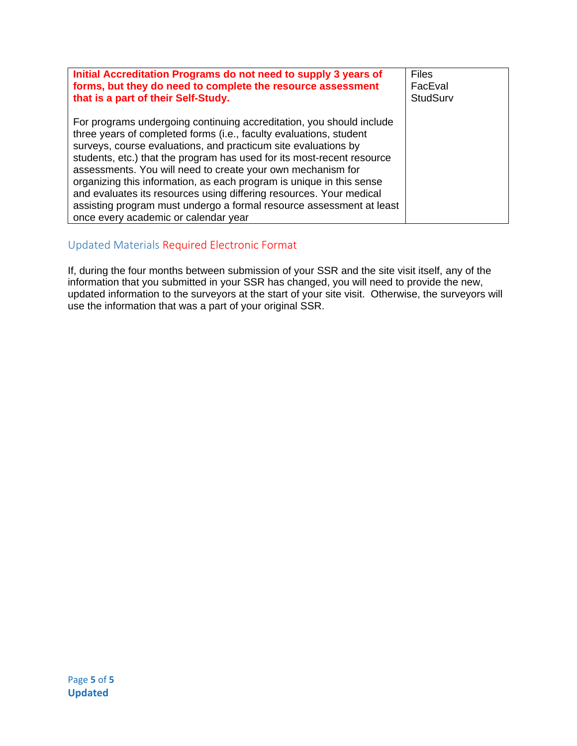| | |
|---|---|
| **Initial Accreditation Programs do not need to supply 3 years of forms, but they do need to complete the resource assessment that is a part of their Self-Study.**<br><br>For programs undergoing continuing accreditation, you should include three years of completed forms (i.e., faculty evaluations, student surveys, course evaluations, and practicum site evaluations by students, etc.) that the program has used for its most-recent resource assessments. You will need to create your own mechanism for organizing this information, as each program is unique in this sense and evaluates its resources using differing resources. Your medical assisting program must undergo a formal resource assessment at least once every academic or calendar year | Files<br>FacEval<br>StudSurv |

## Updated Materials Required Electronic Format

If, during the four months between submission of your SSR and the site visit itself, any of the information that you submitted in your SSR has changed, you will need to provide the new, updated information to the surveyors at the start of your site visit. Otherwise, the surveyors will use the information that was a part of your original SSR.